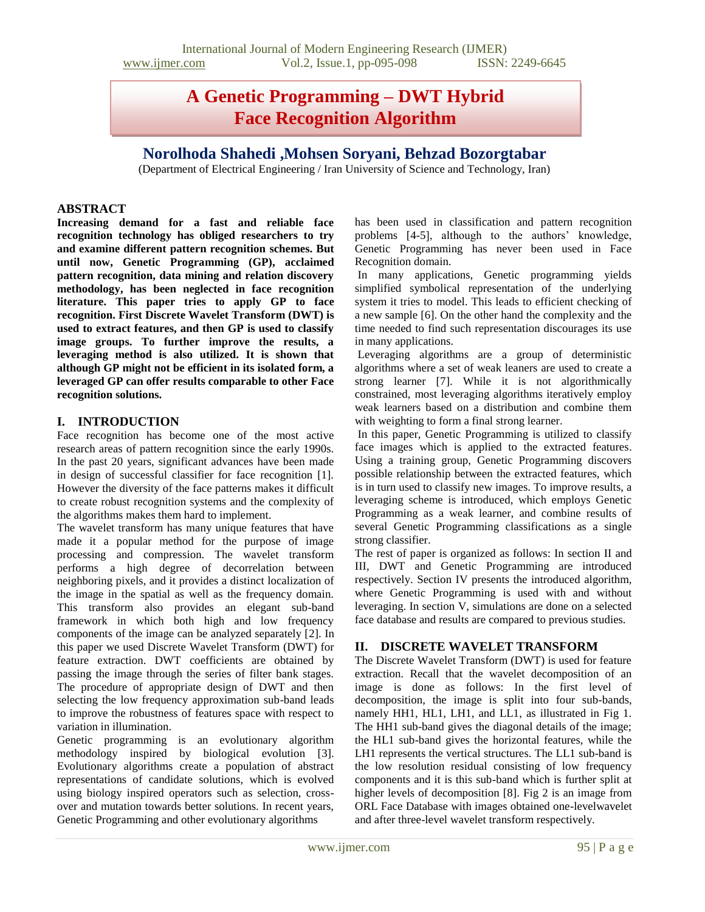# A Genetic Programming – DWT Hybrid Face Recognition Algorithm

## Norolhoda Shahedi ,Mohsen Soryani, Behzad Bozorgtabar

(Department of Electrical Engineering / Iran University of Science and Technology, Iran)

### ABSTRACT

**Increasing demand for a fast and reliable face recognition technology has obliged researchers to try and examine different pattern recognition schemes. But until now, Genetic Programming (GP), acclaimed pattern recognition, data mining and relation discovery methodology, has been neglected in face recognition literature. This paper tries to apply GP to face recognition. First Discrete Wavelet Transform (DWT) is used to extract features, and then GP is used to classify image groups. To further improve the results, a leveraging method is also utilized. It is shown that although GP might not be efficient in its isolated form, a leveraged GP can offer results comparable to other Face recognition solutions.**

## I. INTRODUCTION

Face recognition has become one of the most active research areas of pattern recognition since the early 1990s. In the past 20 years, significant advances have been made in design of successful classifier for face recognition [1]. However the diversity of the face patterns makes it difficult to create robust recognition systems and the complexity of the algorithms makes them hard to implement.

The wavelet transform has many unique features that have made it a popular method for the purpose of image processing and compression. The wavelet transform performs a high degree of decorrelation between neighboring pixels, and it provides a distinct localization of the image in the spatial as well as the frequency domain. This transform also provides an elegant sub-band framework in which both high and low frequency components of the image can be analyzed separately [2]. In this paper we used Discrete Wavelet Transform (DWT) for feature extraction. DWT coefficients are obtained by passing the image through the series of filter bank stages. The procedure of appropriate design of DWT and then selecting the low frequency approximation sub-band leads to improve the robustness of features space with respect to variation in illumination.

Genetic programming is an evolutionary algorithm methodology inspired by biological evolution [3]. Evolutionary algorithms create a population of abstract representations of candidate solutions, which is evolved using biology inspired operators such as selection, cross-over and mutation towards better solutions. In recent years, Genetic Programming and other evolutionary algorithms has been used in classification and pattern recognition problems [4-5], although to the authors' knowledge, Genetic Programming has never been used in Face Recognition domain.

In many applications, Genetic programming yields simplified symbolical representation of the underlying system it tries to model. This leads to efficient checking of a new sample [6]. On the other hand the complexity and the time needed to find such representation discourages its use in many applications.

Leveraging algorithms are a group of deterministic algorithms where a set of weak leaners are used to create a strong learner [7]. While it is not algorithmically constrained, most leveraging algorithms iteratively employ weak learners based on a distribution and combine them with weighting to form a final strong learner.

In this paper, Genetic Programming is utilized to classify face images which is applied to the extracted features. Using a training group, Genetic Programming discovers possible relationship between the extracted features, which is in turn used to classify new images. To improve results, a leveraging scheme is introduced, which employs Genetic Programming as a weak learner, and combine results of several Genetic Programming classifications as a single strong classifier.

The rest of paper is organized as follows: In section II and III, DWT and Genetic Programming are introduced respectively. Section IV presents the introduced algorithm, where Genetic Programming is used with and without leveraging. In section V, simulations are done on a selected face database and results are compared to previous studies.

## II. DISCRETE WAVELET TRANSFORM

The Discrete Wavelet Transform (DWT) is used for feature extraction. Recall that the wavelet decomposition of an image is done as follows: In the first level of decomposition, the image is split into four sub-bands, namely HH1, HL1, LH1, and LL1, as illustrated in Fig 1. The HH1 sub-band gives the diagonal details of the image; the HL1 sub-band gives the horizontal features, while the LH1 represents the vertical structures. The LL1 sub-band is the low resolution residual consisting of low frequency components and it is this sub-band which is further split at higher levels of decomposition [8]. Fig 2 is an image from ORL Face Database with images obtained one-levelwavelet and after three-level wavelet transform respectively.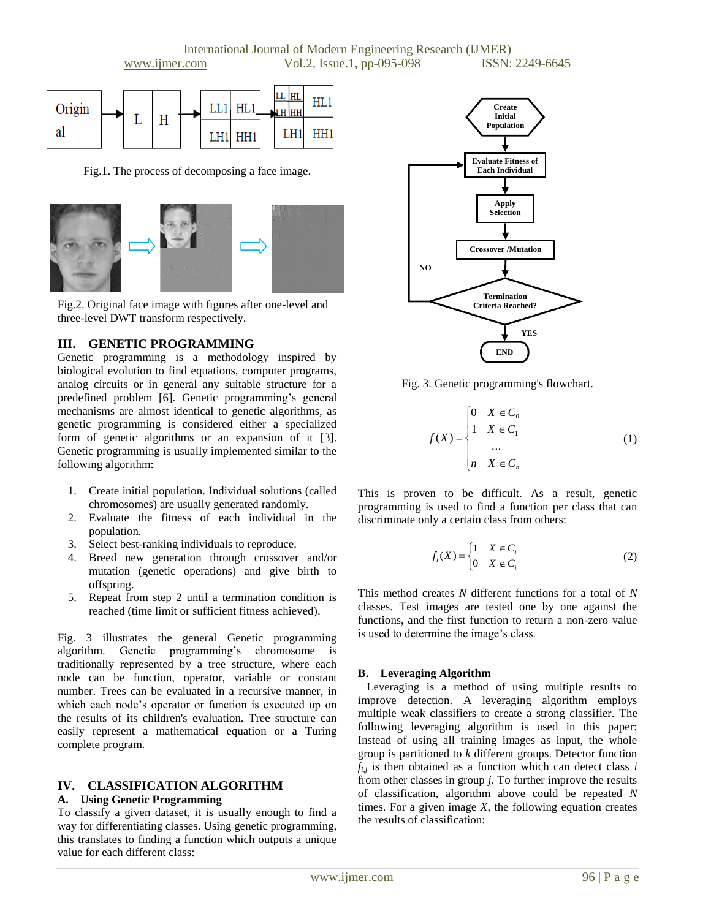Fig.1. The process of decomposing a face image.

Fig.2. Original face image with figures after one-level and three-level DWT transform respectively.

## III. GENETIC PROGRAMMING

Genetic programming is a methodology inspired by biological evolution to find equations, computer programs, analog circuits or in general any suitable structure for a predefined problem [6]. Genetic programming's general mechanisms are almost identical to genetic algorithms, as genetic programming is considered either a specialized form of genetic algorithms or an expansion of it [3]. Genetic programming is usually implemented similar to the following algorithm:

1. Create initial population. Individual solutions (called chromosomes) are usually generated randomly.
2. Evaluate the fitness of each individual in the population.
3. Select best-ranking individuals to reproduce.
4. Breed new generation through crossover and/or mutation (genetic operations) and give birth to offspring.
5. Repeat from step 2 until a termination condition is reached (time limit or sufficient fitness achieved).

Fig. 3 illustrates the general Genetic programming algorithm. Genetic programming's chromosome is traditionally represented by a tree structure, where each node can be function, operator, variable or constant number. Trees can be evaluated in a recursive manner, in which each node's operator or function is executed up on the results of its children's evaluation. Tree structure can easily represent a mathematical equation or a Turing complete program.

## IV. CLASSIFICATION ALGORITHM

### A. Using Genetic Programming

To classify a given dataset, it is usually enough to find a way for differentiating classes. Using genetic programming, this translates to finding a function which outputs a unique value for each different class:

Fig. 3. Genetic programming's flowchart.

$$f(X) = \begin{cases} 0 & X \in C_0 \\ 1 & X \in C_1 \\ & \ldots \\ n & X \in C_n \end{cases} \quad (1)$$

This is proven to be difficult. As a result, genetic programming is used to find a function per class that can discriminate only a certain class from others:

$$f_i(X) = \begin{cases} 1 & X \in C_i \\ 0 & X \notin C_i \end{cases} \quad (2)$$

This method creates $N$ different functions for a total of $N$ classes. Test images are tested one by one against the functions, and the first function to return a non-zero value is used to determine the image's class.

### B. Leveraging Algorithm

Leveraging is a method of using multiple results to improve detection. A leveraging algorithm employs multiple weak classifiers to create a strong classifier. The following leveraging algorithm is used in this paper: Instead of using all training images as input, the whole group is partitioned to $k$ different groups. Detector function $f_{i,j}$ is then obtained as a function which can detect class $i$ from other classes in group $j$. To further improve the results of classification, algorithm above could be repeated $N$ times. For a given image $X$, the following equation creates the results of classification: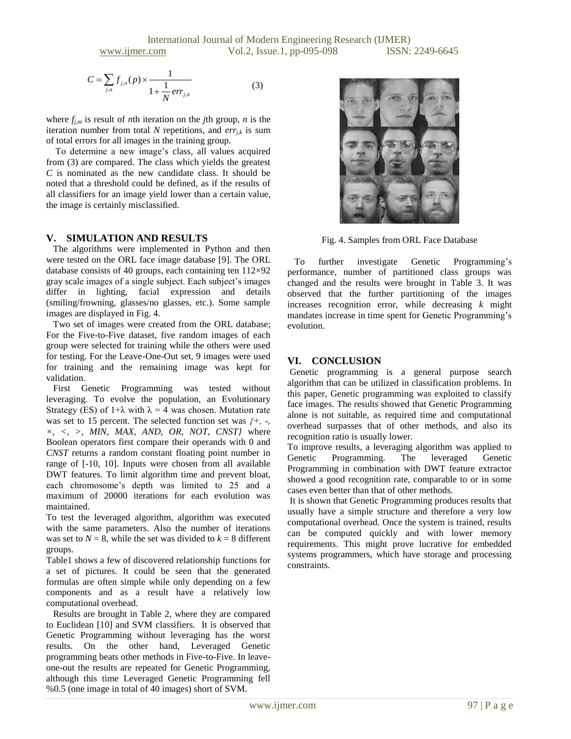$$C = \sum_{j,n} f_{j,n}(p) \times \frac{1}{1 + \frac{1}{N} err_{j,n}} \qquad (3)$$

where $f_{j,m}$ is result of $n$th iteration on the $j$th group, $n$ is the iteration number from total $N$ repetitions, and $err_{j,k}$ is sum of total errors for all images in the training group.

To determine a new image's class, all values acquired from (3) are compared. The class which yields the greatest $C$ is nominated as the new candidate class. It should be noted that a threshold could be defined, as if the results of all classifiers for an image yield lower than a certain value, the image is certainly misclassified.

## V. SIMULATION AND RESULTS

The algorithms were implemented in Python and then were tested on the ORL face image database [9]. The ORL database consists of 40 groups, each containing ten 112×92 gray scale images of a single subject. Each subject's images differ in lighting, facial expression and details (smiling/frowning, glasses/no glasses, etc.). Some sample images are displayed in Fig. 4.

Two set of images were created from the ORL database; For the Five-to-Five dataset, five random images of each group were selected for training while the others were used for testing. For the Leave-One-Out set, 9 images were used for training and the remaining image was kept for validation.

First Genetic Programming was tested without leveraging. To evolve the population, an Evolutionary Strategy (ES) of $1+\lambda$ with $\lambda = 4$ was chosen. Mutation rate was set to 15 percent. The selected function set was *{+, -, ×, <, >, MIN, MAX, AND, OR, NOT, CNST}* where Boolean operators first compare their operands with 0 and *CNST* returns a random constant floating point number in range of [-10, 10]. Inputs were chosen from all available DWT features. To limit algorithm time and prevent bloat, each chromosome's depth was limited to 25 and a maximum of 20000 iterations for each evolution was maintained.

To test the leveraged algorithm, algorithm was executed with the same parameters. Also the number of iterations was set to $N = 8$, while the set was divided to $k = 8$ different groups.

Table1 shows a few of discovered relationship functions for a set of pictures. It could be seen that the generated formulas are often simple while only depending on a few components and as a result have a relatively low computational overhead.

Results are brought in Table 2, where they are compared to Euclidean [10] and SVM classifiers. It is observed that Genetic Programming without leveraging has the worst results. On the other hand, Leveraged Genetic programming beats other methods in Five-to-Five. In leave-one-out the results are repeated for Genetic Programming, although this time Leveraged Genetic Programming fell %0.5 (one image in total of 40 images) short of SVM.

Fig. 4. Samples from ORL Face Database

To further investigate Genetic Programming's performance, number of partitioned class groups was changed and the results were brought in Table 3. It was observed that the further partitioning of the images increases recognition error, while decreasing $k$ might mandates increase in time spent for Genetic Programming's evolution.

## VI. CONCLUSION

Genetic programming is a general purpose search algorithm that can be utilized in classification problems. In this paper, Genetic programming was exploited to classify face images. The results showed that Genetic Programming alone is not suitable, as required time and computational overhead surpasses that of other methods, and also its recognition ratio is usually lower.

To improve results, a leveraging algorithm was applied to Genetic Programming. The leveraged Genetic Programming in combination with DWT feature extractor showed a good recognition rate, comparable to or in some cases even better than that of other methods.

It is shown that Genetic Programming produces results that usually have a simple structure and therefore a very low computational overhead. Once the system is trained, results can be computed quickly and with lower memory requirements. This might prove lucrative for embedded systems programmers, which have storage and processing constraints.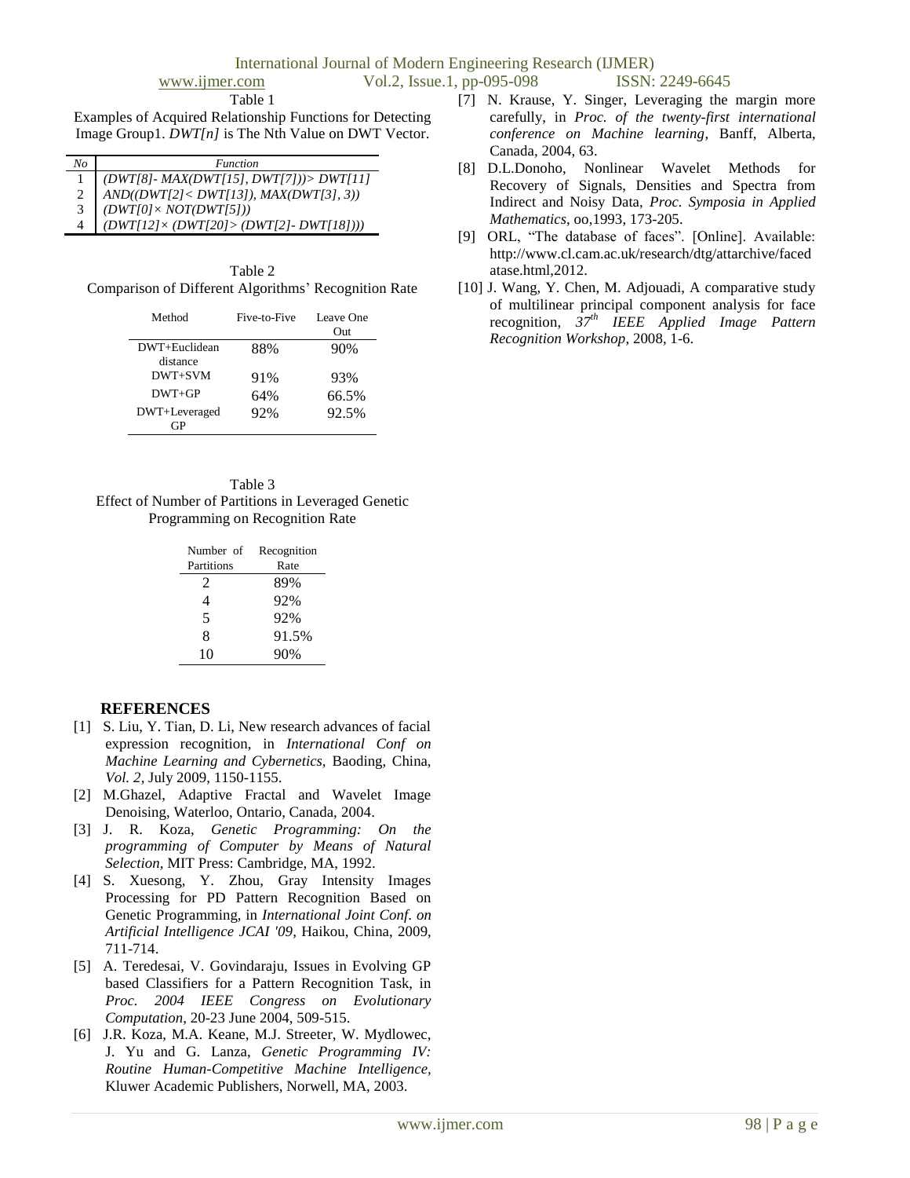Table 1

Examples of Acquired Relationship Functions for Detecting Image Group1. *DWT[n]* is The Nth Value on DWT Vector.

| *No* | *Function* |
|---|---|
| 1 | *(DWT[8]- MAX(DWT[15], DWT[7]))> DWT[11]* |
| 2 | *AND((DWT[2]< DWT[13]), MAX(DWT[3], 3))* |
| 3 | *(DWT[0]× NOT(DWT[5]))* |
| 4 | *(DWT[12]× (DWT[20]> (DWT[2]- DWT[18])))* |

Table 2

Comparison of Different Algorithms' Recognition Rate

| Method | Five-to-Five | Leave One Out |
|---|---|---|
| DWT+Euclidean distance | 88% | 90% |
| DWT+SVM | 91% | 93% |
| DWT+GP | 64% | 66.5% |
| DWT+Leveraged GP | 92% | 92.5% |

Table 3

Effect of Number of Partitions in Leveraged Genetic Programming on Recognition Rate

| Number of Partitions | Recognition Rate |
|---|---|
| 2 | 89% |
| 4 | 92% |
| 5 | 92% |
| 8 | 91.5% |
| 10 | 90% |

## REFERENCES

[1] S. Liu, Y. Tian, D. Li, New research advances of facial expression recognition, in *International Conf on Machine Learning and Cybernetics*, Baoding, China, *Vol. 2*, July 2009, 1150-1155.

[2] M.Ghazel, Adaptive Fractal and Wavelet Image Denoising, Waterloo, Ontario, Canada, 2004.

[3] J. R. Koza, *Genetic Programming: On the programming of Computer by Means of Natural Selection*, MIT Press: Cambridge, MA, 1992.

[4] S. Xuesong, Y. Zhou, Gray Intensity Images Processing for PD Pattern Recognition Based on Genetic Programming, in *International Joint Conf. on Artificial Intelligence JCAI '09*, Haikou, China, 2009, 711-714.

[5] A. Teredesai, V. Govindaraju, Issues in Evolving GP based Classifiers for a Pattern Recognition Task, in *Proc. 2004 IEEE Congress on Evolutionary Computation*, 20-23 June 2004, 509-515.

[6] J.R. Koza, M.A. Keane, M.J. Streeter, W. Mydlowec, J. Yu and G. Lanza, *Genetic Programming IV: Routine Human-Competitive Machine Intelligence*, Kluwer Academic Publishers, Norwell, MA, 2003.

[7] N. Krause, Y. Singer, Leveraging the margin more carefully, in *Proc. of the twenty-first international conference on Machine learning*, Banff, Alberta, Canada, 2004, 63.

[8] D.L.Donoho, Nonlinear Wavelet Methods for Recovery of Signals, Densities and Spectra from Indirect and Noisy Data, *Proc. Symposia in Applied Mathematics*, oo,1993, 173-205.

[9] ORL, "The database of faces". [Online]. Available: http://www.cl.cam.ac.uk/research/dtg/attarchive/facedatase.html,2012.

[10] J. Wang, Y. Chen, M. Adjouadi, A comparative study of multilinear principal component analysis for face recognition, *37th IEEE Applied Image Pattern Recognition Workshop*, 2008, 1-6.